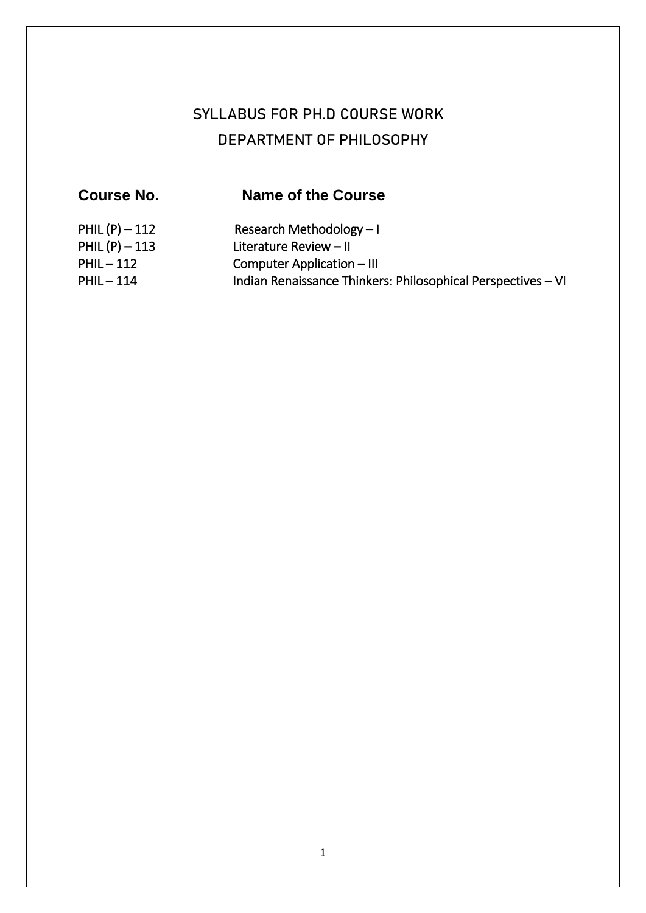# SYLLABUS FOR PH.D COURSE WORK
# DEPARTMENT OF PHILOSOPHY

| Course No. | Name of the Course |
|---|---|
| PHIL (P) – 112 | Research Methodology – I |
| PHIL (P) – 113 | Literature Review – II |
| PHIL – 112 | Computer Application – III |
| PHIL – 114 | Indian Renaissance Thinkers: Philosophical Perspectives – VI |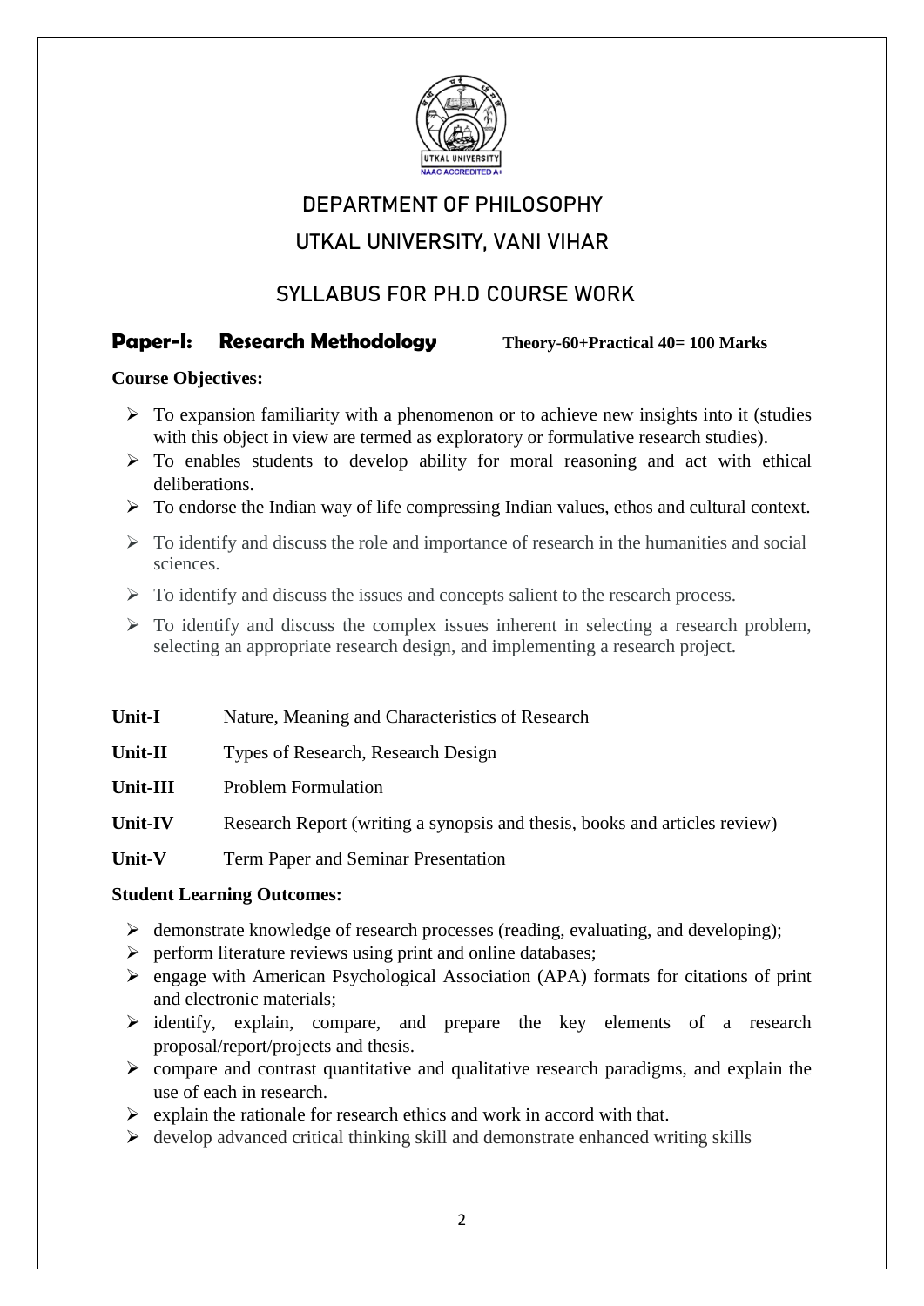# DEPARTMENT OF PHILOSOPHY

# UTKAL UNIVERSITY, VANI VIHAR

## SYLLABUS FOR PH.D COURSE WORK

### Paper-I: Research Methodology **Theory-60+Practical 40= 100 Marks**

**Course Objectives:**

- To expansion familiarity with a phenomenon or to achieve new insights into it (studies with this object in view are termed as exploratory or formulative research studies).
- To enables students to develop ability for moral reasoning and act with ethical deliberations.
- To endorse the Indian way of life compressing Indian values, ethos and cultural context.
- To identify and discuss the role and importance of research in the humanities and social sciences.
- To identify and discuss the issues and concepts salient to the research process.
- To identify and discuss the complex issues inherent in selecting a research problem, selecting an appropriate research design, and implementing a research project.

| | |
|---|---|
| **Unit-I** | Nature, Meaning and Characteristics of Research |
| **Unit-II** | Types of Research, Research Design |
| **Unit-III** | Problem Formulation |
| **Unit-IV** | Research Report (writing a synopsis and thesis, books and articles review) |
| **Unit-V** | Term Paper and Seminar Presentation |

**Student Learning Outcomes:**

- demonstrate knowledge of research processes (reading, evaluating, and developing);
- perform literature reviews using print and online databases;
- engage with American Psychological Association (APA) formats for citations of print and electronic materials;
- identify, explain, compare, and prepare the key elements of a research proposal/report/projects and thesis.
- compare and contrast quantitative and qualitative research paradigms, and explain the use of each in research.
- explain the rationale for research ethics and work in accord with that.
- develop advanced critical thinking skill and demonstrate enhanced writing skills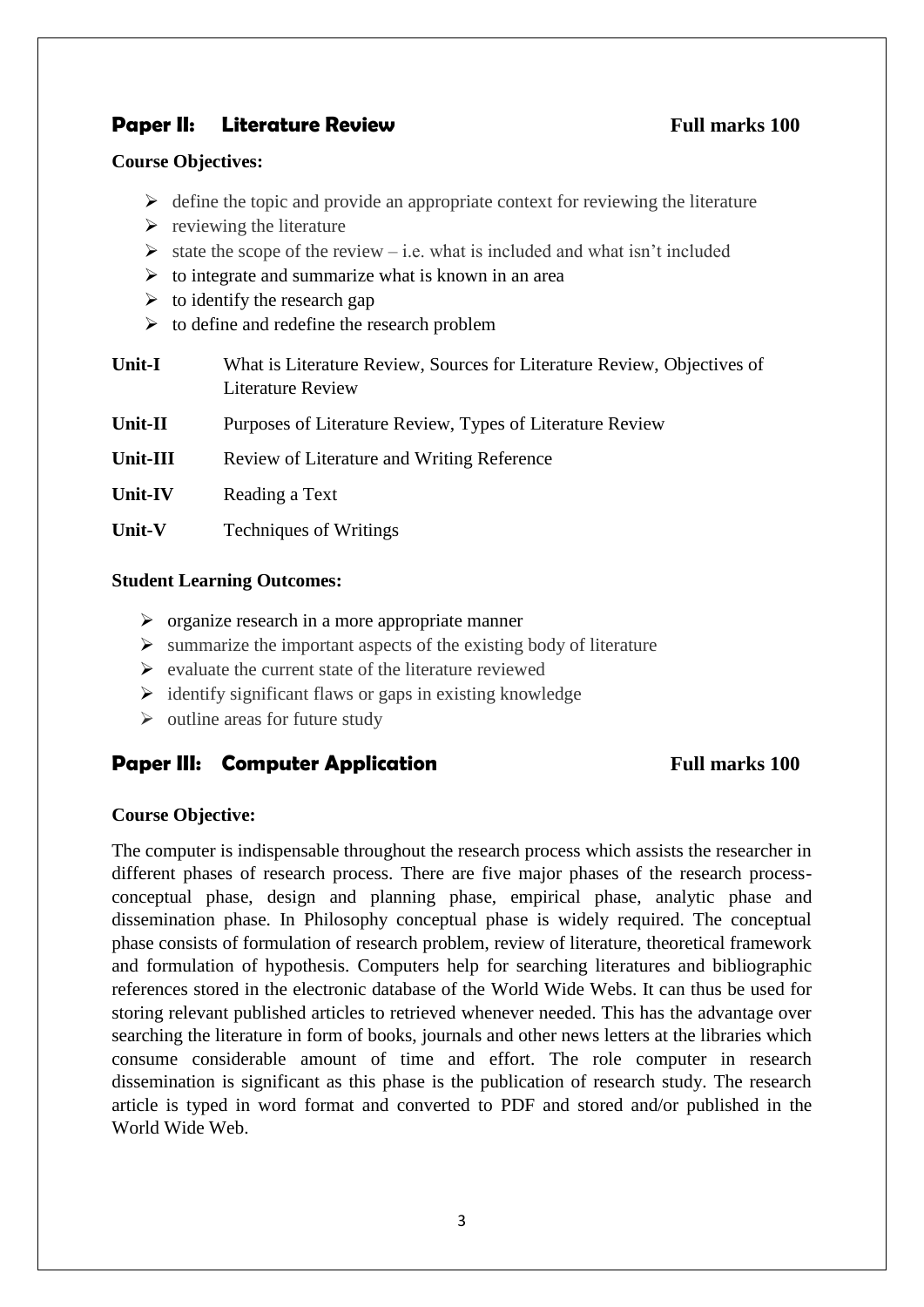## Paper II: Literature Review — Full marks 100

**Course Objectives:**

- define the topic and provide an appropriate context for reviewing the literature
- reviewing the literature
- state the scope of the review – i.e. what is included and what isn't included
- to integrate and summarize what is known in an area
- to identify the research gap
- to define and redefine the research problem

| | |
|---|---|
| **Unit-I** | What is Literature Review, Sources for Literature Review, Objectives of Literature Review |
| **Unit-II** | Purposes of Literature Review, Types of Literature Review |
| **Unit-III** | Review of Literature and Writing Reference |
| **Unit-IV** | Reading a Text |
| **Unit-V** | Techniques of Writings |

**Student Learning Outcomes:**

- organize research in a more appropriate manner
- summarize the important aspects of the existing body of literature
- evaluate the current state of the literature reviewed
- identify significant flaws or gaps in existing knowledge
- outline areas for future study

## Paper III: Computer Application — Full marks 100

**Course Objective:**

The computer is indispensable throughout the research process which assists the researcher in different phases of research process. There are five major phases of the research process-conceptual phase, design and planning phase, empirical phase, analytic phase and dissemination phase. In Philosophy conceptual phase is widely required. The conceptual phase consists of formulation of research problem, review of literature, theoretical framework and formulation of hypothesis. Computers help for searching literatures and bibliographic references stored in the electronic database of the World Wide Webs. It can thus be used for storing relevant published articles to retrieved whenever needed. This has the advantage over searching the literature in form of books, journals and other news letters at the libraries which consume considerable amount of time and effort. The role computer in research dissemination is significant as this phase is the publication of research study. The research article is typed in word format and converted to PDF and stored and/or published in the World Wide Web.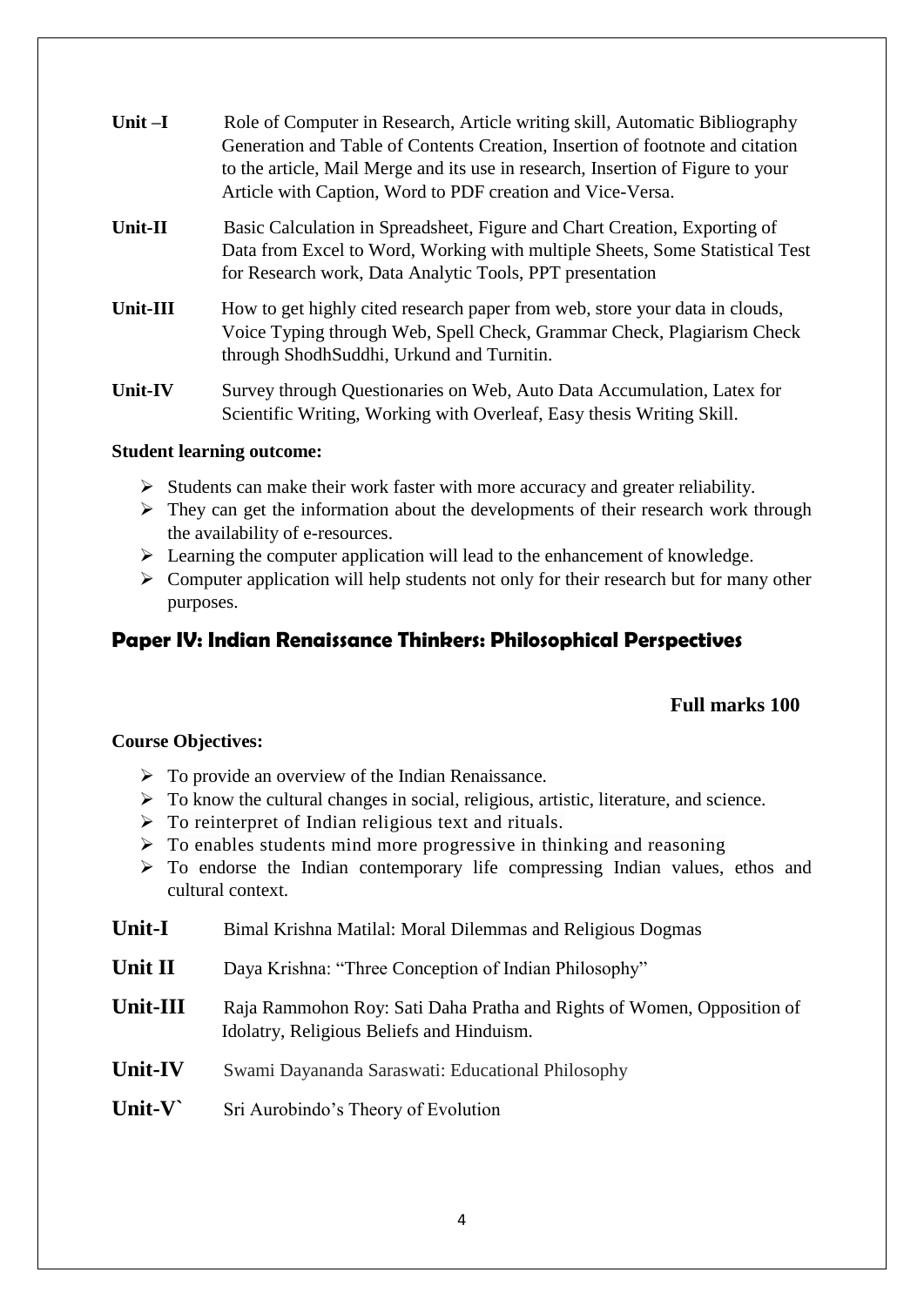**Unit –I** Role of Computer in Research, Article writing skill, Automatic Bibliography Generation and Table of Contents Creation, Insertion of footnote and citation to the article, Mail Merge and its use in research, Insertion of Figure to your Article with Caption, Word to PDF creation and Vice-Versa.

**Unit-II** Basic Calculation in Spreadsheet, Figure and Chart Creation, Exporting of Data from Excel to Word, Working with multiple Sheets, Some Statistical Test for Research work, Data Analytic Tools, PPT presentation

**Unit-III** How to get highly cited research paper from web, store your data in clouds, Voice Typing through Web, Spell Check, Grammar Check, Plagiarism Check through ShodhSuddhi, Urkund and Turnitin.

**Unit-IV** Survey through Questionaries on Web, Auto Data Accumulation, Latex for Scientific Writing, Working with Overleaf, Easy thesis Writing Skill.

**Student learning outcome:**

- Students can make their work faster with more accuracy and greater reliability.
- They can get the information about the developments of their research work through the availability of e-resources.
- Learning the computer application will lead to the enhancement of knowledge.
- Computer application will help students not only for their research but for many other purposes.

## Paper IV: Indian Renaissance Thinkers: Philosophical Perspectives

**Full marks 100**

**Course Objectives:**

- To provide an overview of the Indian Renaissance.
- To know the cultural changes in social, religious, artistic, literature, and science.
- To reinterpret of Indian religious text and rituals.
- To enables students mind more progressive in thinking and reasoning
- To endorse the Indian contemporary life compressing Indian values, ethos and cultural context.

**Unit-I** Bimal Krishna Matilal: Moral Dilemmas and Religious Dogmas

**Unit II** Daya Krishna: "Three Conception of Indian Philosophy"

**Unit-III** Raja Rammohon Roy: Sati Daha Pratha and Rights of Women, Opposition of Idolatry, Religious Beliefs and Hinduism.

**Unit-IV** Swami Dayananda Saraswati: Educational Philosophy

**Unit-V`** Sri Aurobindo's Theory of Evolution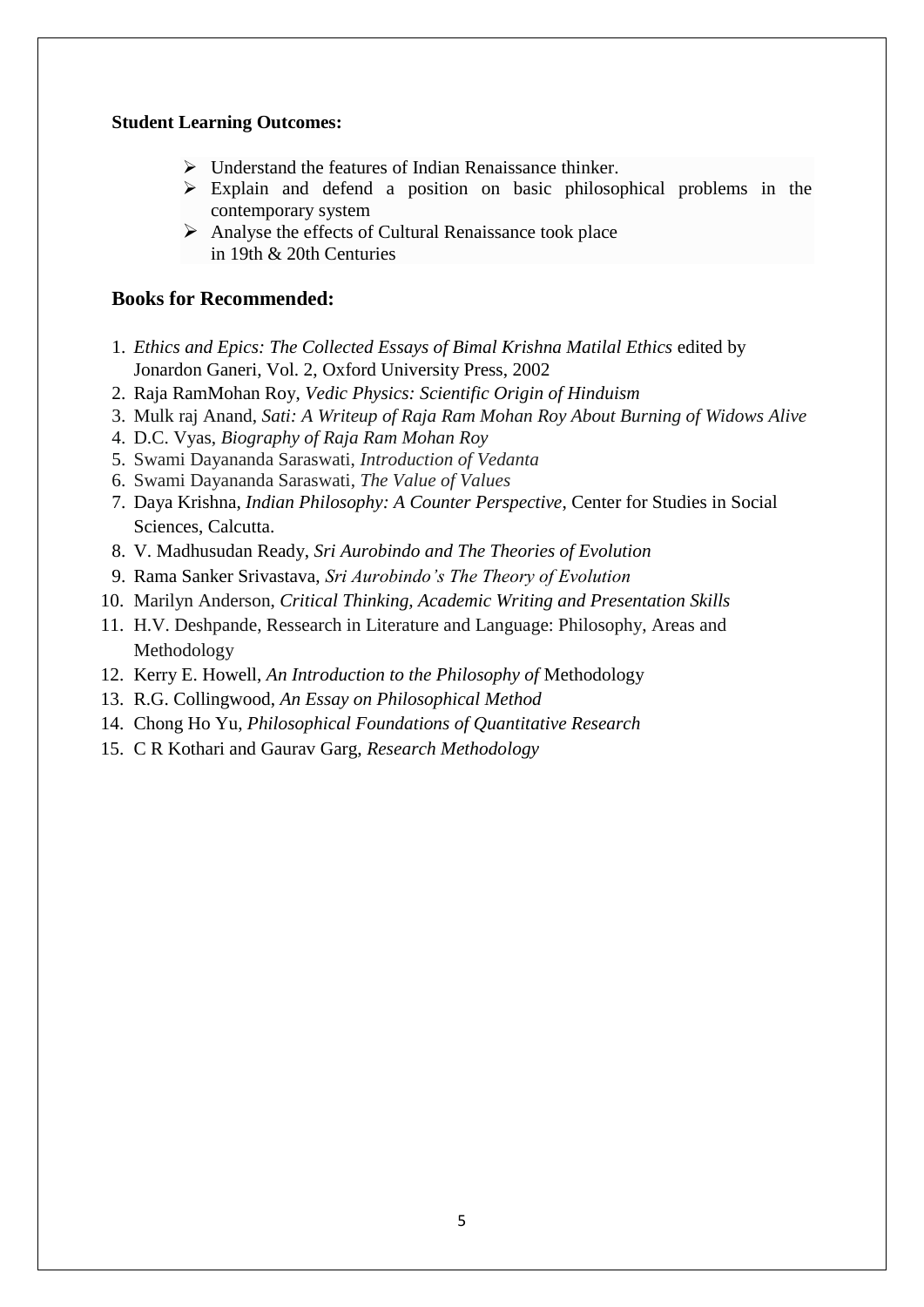**Student Learning Outcomes:**

- Understand the features of Indian Renaissance thinker.
- Explain and defend a position on basic philosophical problems in the contemporary system
- Analyse the effects of Cultural Renaissance took place in 19th & 20th Centuries

## Books for Recommended:

1. *Ethics and Epics: The Collected Essays of Bimal Krishna Matilal Ethics* edited by Jonardon Ganeri, Vol. 2, Oxford University Press, 2002
2. Raja RamMohan Roy, *Vedic Physics: Scientific Origin of Hinduism*
3. Mulk raj Anand, *Sati: A Writeup of Raja Ram Mohan Roy About Burning of Widows Alive*
4. D.C. Vyas, *Biography of Raja Ram Mohan Roy*
5. Swami Dayananda Saraswati, *Introduction of Vedanta*
6. Swami Dayananda Saraswati, *The Value of Values*
7. Daya Krishna, *Indian Philosophy: A Counter Perspective*, Center for Studies in Social Sciences, Calcutta.
8. V. Madhusudan Ready, *Sri Aurobindo and The Theories of Evolution*
9. Rama Sanker Srivastava, *Sri Aurobindo's The Theory of Evolution*
10. Marilyn Anderson, *Critical Thinking, Academic Writing and Presentation Skills*
11. H.V. Deshpande, Ressearch in Literature and Language: Philosophy, Areas and Methodology
12. Kerry E. Howell, *An Introduction to the Philosophy of* Methodology
13. R.G. Collingwood, *An Essay on Philosophical Method*
14. Chong Ho Yu, *Philosophical Foundations of Quantitative Research*
15. C R Kothari and Gaurav Garg, *Research Methodology*